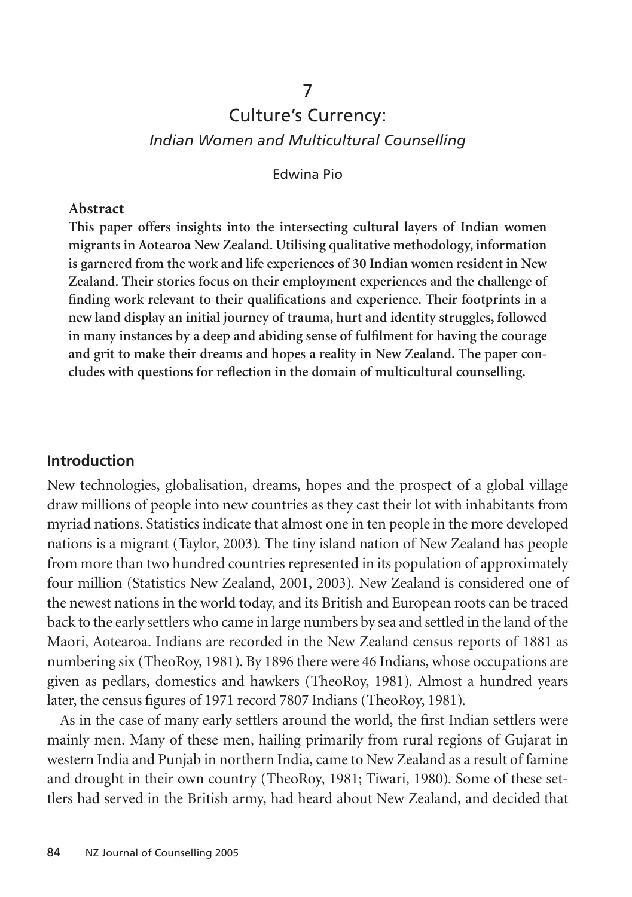7

# Culture's Currency:

## *Indian Women and Multicultural Counselling*

Edwina Pio

**Abstract**

**This paper offers insights into the intersecting cultural layers of Indian women migrants in Aotearoa New Zealand. Utilising qualitative methodology, information is garnered from the work and life experiences of 30 Indian women resident in New Zealand. Their stories focus on their employment experiences and the challenge of finding work relevant to their qualifications and experience. Their footprints in a new land display an initial journey of trauma, hurt and identity struggles, followed in many instances by a deep and abiding sense of fulfilment for having the courage and grit to make their dreams and hopes a reality in New Zealand. The paper concludes with questions for reflection in the domain of multicultural counselling.**

## Introduction

New technologies, globalisation, dreams, hopes and the prospect of a global village draw millions of people into new countries as they cast their lot with inhabitants from myriad nations. Statistics indicate that almost one in ten people in the more developed nations is a migrant (Taylor, 2003). The tiny island nation of New Zealand has people from more than two hundred countries represented in its population of approximately four million (Statistics New Zealand, 2001, 2003). New Zealand is considered one of the newest nations in the world today, and its British and European roots can be traced back to the early settlers who came in large numbers by sea and settled in the land of the Maori, Aotearoa. Indians are recorded in the New Zealand census reports of 1881 as numbering six (TheoRoy, 1981). By 1896 there were 46 Indians, whose occupations are given as pedlars, domestics and hawkers (TheoRoy, 1981). Almost a hundred years later, the census figures of 1971 record 7807 Indians (TheoRoy, 1981).

As in the case of many early settlers around the world, the first Indian settlers were mainly men. Many of these men, hailing primarily from rural regions of Gujarat in western India and Punjab in northern India, came to New Zealand as a result of famine and drought in their own country (TheoRoy, 1981; Tiwari, 1980). Some of these settlers had served in the British army, had heard about New Zealand, and decided that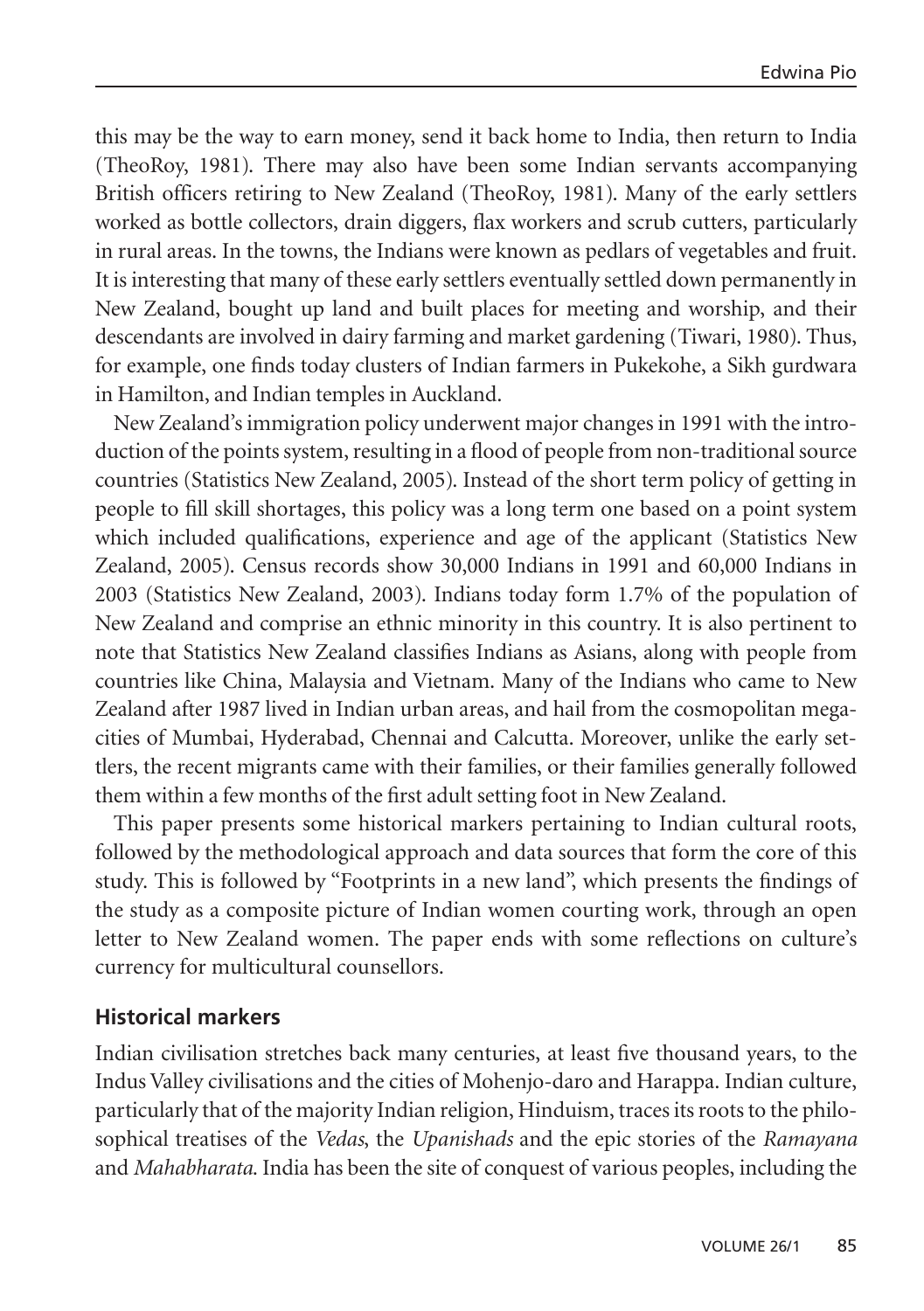this may be the way to earn money, send it back home to India, then return to India (TheoRoy, 1981). There may also have been some Indian servants accompanying British officers retiring to New Zealand (TheoRoy, 1981). Many of the early settlers worked as bottle collectors, drain diggers, flax workers and scrub cutters, particularly in rural areas. In the towns, the Indians were known as pedlars of vegetables and fruit. It is interesting that many of these early settlers eventually settled down permanently in New Zealand, bought up land and built places for meeting and worship, and their descendants are involved in dairy farming and market gardening (Tiwari, 1980). Thus, for example, one finds today clusters of Indian farmers in Pukekohe, a Sikh gurdwara in Hamilton, and Indian temples in Auckland.

New Zealand's immigration policy underwent major changes in 1991 with the introduction of the points system, resulting in a flood of people from non-traditional source countries (Statistics New Zealand, 2005). Instead of the short term policy of getting in people to fill skill shortages, this policy was a long term one based on a point system which included qualifications, experience and age of the applicant (Statistics New Zealand, 2005). Census records show 30,000 Indians in 1991 and 60,000 Indians in 2003 (Statistics New Zealand, 2003). Indians today form 1.7% of the population of New Zealand and comprise an ethnic minority in this country. It is also pertinent to note that Statistics New Zealand classifies Indians as Asians, along with people from countries like China, Malaysia and Vietnam. Many of the Indians who came to New Zealand after 1987 lived in Indian urban areas, and hail from the cosmopolitan megacities of Mumbai, Hyderabad, Chennai and Calcutta. Moreover, unlike the early settlers, the recent migrants came with their families, or their families generally followed them within a few months of the first adult setting foot in New Zealand.

This paper presents some historical markers pertaining to Indian cultural roots, followed by the methodological approach and data sources that form the core of this study. This is followed by "Footprints in a new land", which presents the findings of the study as a composite picture of Indian women courting work, through an open letter to New Zealand women. The paper ends with some reflections on culture's currency for multicultural counsellors.

## Historical markers

Indian civilisation stretches back many centuries, at least five thousand years, to the Indus Valley civilisations and the cities of Mohenjo-daro and Harappa. Indian culture, particularly that of the majority Indian religion, Hinduism, traces its roots to the philosophical treatises of the *Vedas*, the *Upanishads* and the epic stories of the *Ramayana* and *Mahabharata*. India has been the site of conquest of various peoples, including the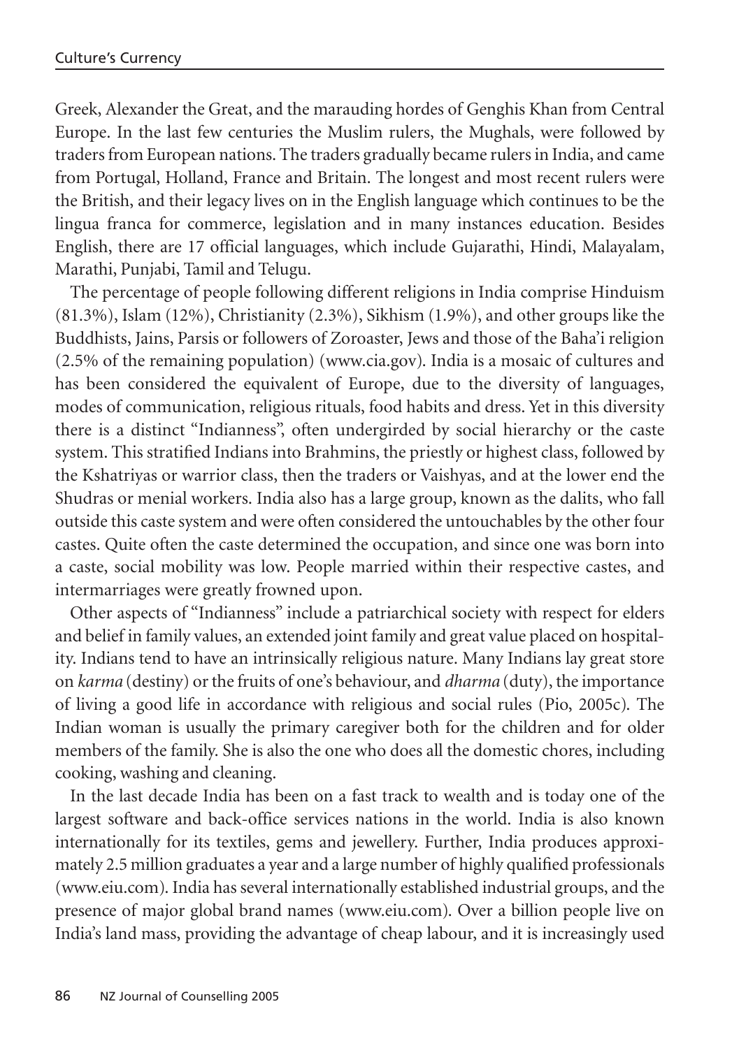Greek, Alexander the Great, and the marauding hordes of Genghis Khan from Central Europe. In the last few centuries the Muslim rulers, the Mughals, were followed by traders from European nations. The traders gradually became rulers in India, and came from Portugal, Holland, France and Britain. The longest and most recent rulers were the British, and their legacy lives on in the English language which continues to be the lingua franca for commerce, legislation and in many instances education. Besides English, there are 17 official languages, which include Gujarathi, Hindi, Malayalam, Marathi, Punjabi, Tamil and Telugu.

The percentage of people following different religions in India comprise Hinduism (81.3%), Islam (12%), Christianity (2.3%), Sikhism (1.9%), and other groups like the Buddhists, Jains, Parsis or followers of Zoroaster, Jews and those of the Baha'i religion (2.5% of the remaining population) (www.cia.gov). India is a mosaic of cultures and has been considered the equivalent of Europe, due to the diversity of languages, modes of communication, religious rituals, food habits and dress. Yet in this diversity there is a distinct "Indianness", often undergirded by social hierarchy or the caste system. This stratified Indians into Brahmins, the priestly or highest class, followed by the Kshatriyas or warrior class, then the traders or Vaishyas, and at the lower end the Shudras or menial workers. India also has a large group, known as the dalits, who fall outside this caste system and were often considered the untouchables by the other four castes. Quite often the caste determined the occupation, and since one was born into a caste, social mobility was low. People married within their respective castes, and intermarriages were greatly frowned upon.

Other aspects of "Indianness" include a patriarchical society with respect for elders and belief in family values, an extended joint family and great value placed on hospitality. Indians tend to have an intrinsically religious nature. Many Indians lay great store on *karma* (destiny) or the fruits of one's behaviour, and *dharma* (duty), the importance of living a good life in accordance with religious and social rules (Pio, 2005c). The Indian woman is usually the primary caregiver both for the children and for older members of the family. She is also the one who does all the domestic chores, including cooking, washing and cleaning.

In the last decade India has been on a fast track to wealth and is today one of the largest software and back-office services nations in the world. India is also known internationally for its textiles, gems and jewellery. Further, India produces approximately 2.5 million graduates a year and a large number of highly qualified professionals (www.eiu.com). India has several internationally established industrial groups, and the presence of major global brand names (www.eiu.com). Over a billion people live on India's land mass, providing the advantage of cheap labour, and it is increasingly used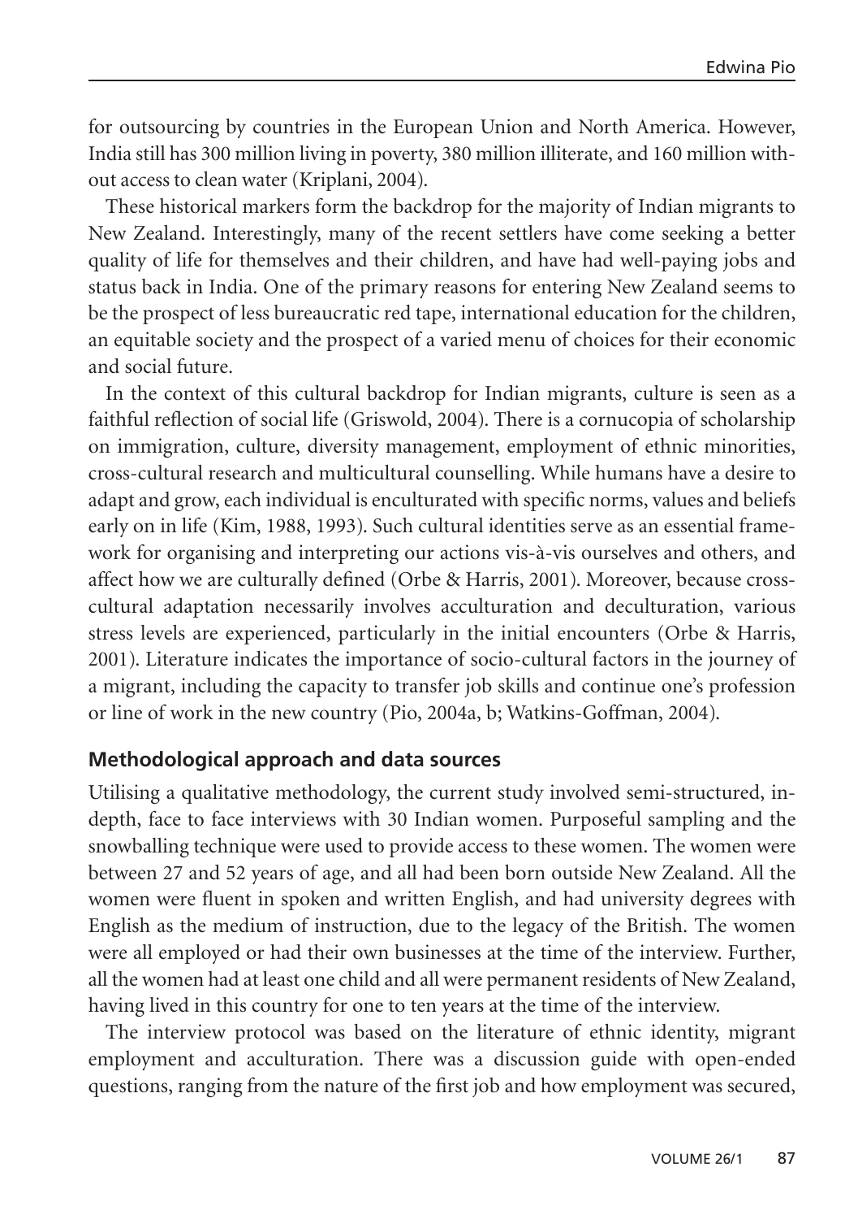for outsourcing by countries in the European Union and North America. However, India still has 300 million living in poverty, 380 million illiterate, and 160 million without access to clean water (Kriplani, 2004).

These historical markers form the backdrop for the majority of Indian migrants to New Zealand. Interestingly, many of the recent settlers have come seeking a better quality of life for themselves and their children, and have had well-paying jobs and status back in India. One of the primary reasons for entering New Zealand seems to be the prospect of less bureaucratic red tape, international education for the children, an equitable society and the prospect of a varied menu of choices for their economic and social future.

In the context of this cultural backdrop for Indian migrants, culture is seen as a faithful reflection of social life (Griswold, 2004). There is a cornucopia of scholarship on immigration, culture, diversity management, employment of ethnic minorities, cross-cultural research and multicultural counselling. While humans have a desire to adapt and grow, each individual is enculturated with specific norms, values and beliefs early on in life (Kim, 1988, 1993). Such cultural identities serve as an essential framework for organising and interpreting our actions vis-à-vis ourselves and others, and affect how we are culturally defined (Orbe & Harris, 2001). Moreover, because cross-cultural adaptation necessarily involves acculturation and deculturation, various stress levels are experienced, particularly in the initial encounters (Orbe & Harris, 2001). Literature indicates the importance of socio-cultural factors in the journey of a migrant, including the capacity to transfer job skills and continue one's profession or line of work in the new country (Pio, 2004a, b; Watkins-Goffman, 2004).

## Methodological approach and data sources

Utilising a qualitative methodology, the current study involved semi-structured, in-depth, face to face interviews with 30 Indian women. Purposeful sampling and the snowballing technique were used to provide access to these women. The women were between 27 and 52 years of age, and all had been born outside New Zealand. All the women were fluent in spoken and written English, and had university degrees with English as the medium of instruction, due to the legacy of the British. The women were all employed or had their own businesses at the time of the interview. Further, all the women had at least one child and all were permanent residents of New Zealand, having lived in this country for one to ten years at the time of the interview.

The interview protocol was based on the literature of ethnic identity, migrant employment and acculturation. There was a discussion guide with open-ended questions, ranging from the nature of the first job and how employment was secured,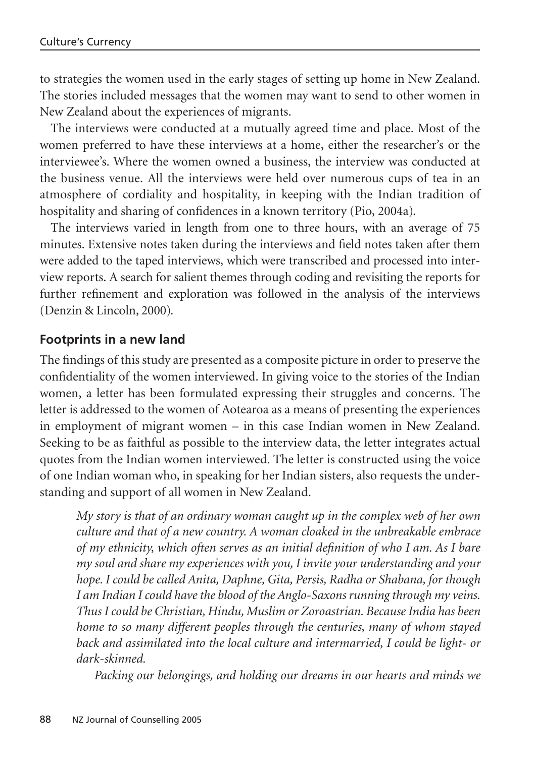to strategies the women used in the early stages of setting up home in New Zealand. The stories included messages that the women may want to send to other women in New Zealand about the experiences of migrants.

The interviews were conducted at a mutually agreed time and place. Most of the women preferred to have these interviews at a home, either the researcher's or the interviewee's. Where the women owned a business, the interview was conducted at the business venue. All the interviews were held over numerous cups of tea in an atmosphere of cordiality and hospitality, in keeping with the Indian tradition of hospitality and sharing of confidences in a known territory (Pio, 2004a).

The interviews varied in length from one to three hours, with an average of 75 minutes. Extensive notes taken during the interviews and field notes taken after them were added to the taped interviews, which were transcribed and processed into interview reports. A search for salient themes through coding and revisiting the reports for further refinement and exploration was followed in the analysis of the interviews (Denzin & Lincoln, 2000).

### Footprints in a new land

The findings of this study are presented as a composite picture in order to preserve the confidentiality of the women interviewed. In giving voice to the stories of the Indian women, a letter has been formulated expressing their struggles and concerns. The letter is addressed to the women of Aotearoa as a means of presenting the experiences in employment of migrant women – in this case Indian women in New Zealand. Seeking to be as faithful as possible to the interview data, the letter integrates actual quotes from the Indian women interviewed. The letter is constructed using the voice of one Indian woman who, in speaking for her Indian sisters, also requests the understanding and support of all women in New Zealand.

> *My story is that of an ordinary woman caught up in the complex web of her own culture and that of a new country. A woman cloaked in the unbreakable embrace of my ethnicity, which often serves as an initial definition of who I am. As I bare my soul and share my experiences with you, I invite your understanding and your hope. I could be called Anita, Daphne, Gita, Persis, Radha or Shabana, for though I am Indian I could have the blood of the Anglo-Saxons running through my veins. Thus I could be Christian, Hindu, Muslim or Zoroastrian. Because India has been home to so many different peoples through the centuries, many of whom stayed back and assimilated into the local culture and intermarried, I could be light- or dark-skinned.*
>
> *Packing our belongings, and holding our dreams in our hearts and minds we*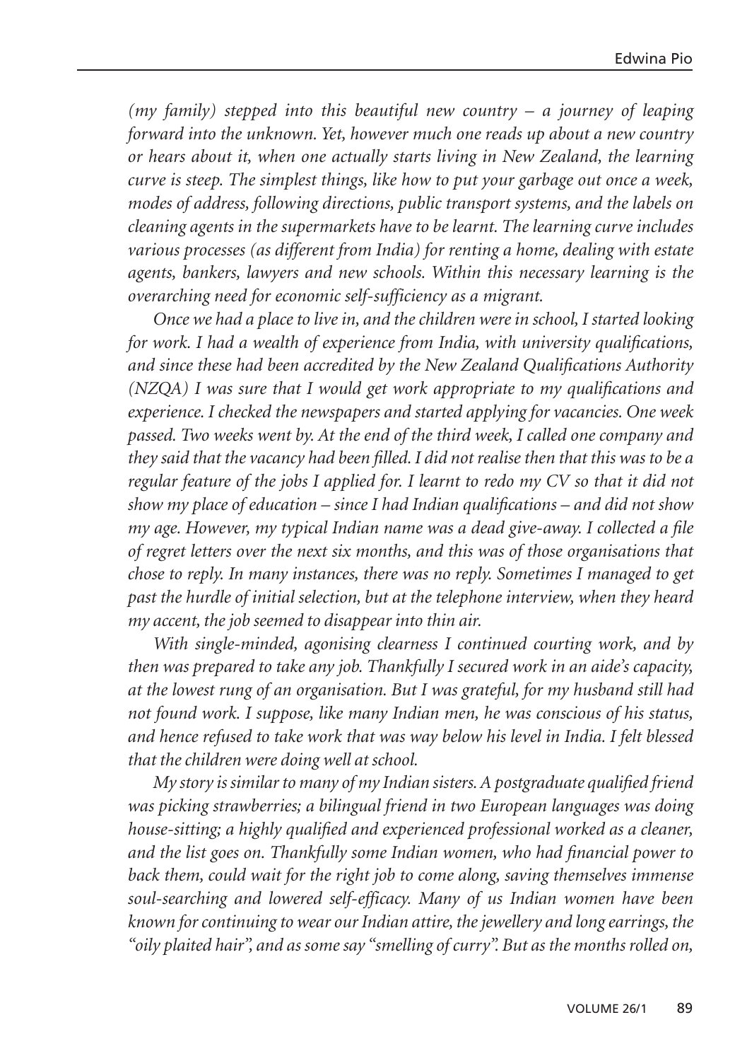*(my family) stepped into this beautiful new country – a journey of leaping forward into the unknown. Yet, however much one reads up about a new country or hears about it, when one actually starts living in New Zealand, the learning curve is steep. The simplest things, like how to put your garbage out once a week, modes of address, following directions, public transport systems, and the labels on cleaning agents in the supermarkets have to be learnt. The learning curve includes various processes (as different from India) for renting a home, dealing with estate agents, bankers, lawyers and new schools. Within this necessary learning is the overarching need for economic self-sufficiency as a migrant.*

*Once we had a place to live in, and the children were in school, I started looking for work. I had a wealth of experience from India, with university qualifications, and since these had been accredited by the New Zealand Qualifications Authority (NZQA) I was sure that I would get work appropriate to my qualifications and experience. I checked the newspapers and started applying for vacancies. One week passed. Two weeks went by. At the end of the third week, I called one company and they said that the vacancy had been filled. I did not realise then that this was to be a regular feature of the jobs I applied for. I learnt to redo my CV so that it did not show my place of education – since I had Indian qualifications – and did not show my age. However, my typical Indian name was a dead give-away. I collected a file of regret letters over the next six months, and this was of those organisations that chose to reply. In many instances, there was no reply. Sometimes I managed to get past the hurdle of initial selection, but at the telephone interview, when they heard my accent, the job seemed to disappear into thin air.*

*With single-minded, agonising clearness I continued courting work, and by then was prepared to take any job. Thankfully I secured work in an aide's capacity, at the lowest rung of an organisation. But I was grateful, for my husband still had not found work. I suppose, like many Indian men, he was conscious of his status, and hence refused to take work that was way below his level in India. I felt blessed that the children were doing well at school.*

*My story is similar to many of my Indian sisters. A postgraduate qualified friend was picking strawberries; a bilingual friend in two European languages was doing house-sitting; a highly qualified and experienced professional worked as a cleaner, and the list goes on. Thankfully some Indian women, who had financial power to back them, could wait for the right job to come along, saving themselves immense soul-searching and lowered self-efficacy. Many of us Indian women have been known for continuing to wear our Indian attire, the jewellery and long earrings, the "oily plaited hair", and as some say "smelling of curry". But as the months rolled on,*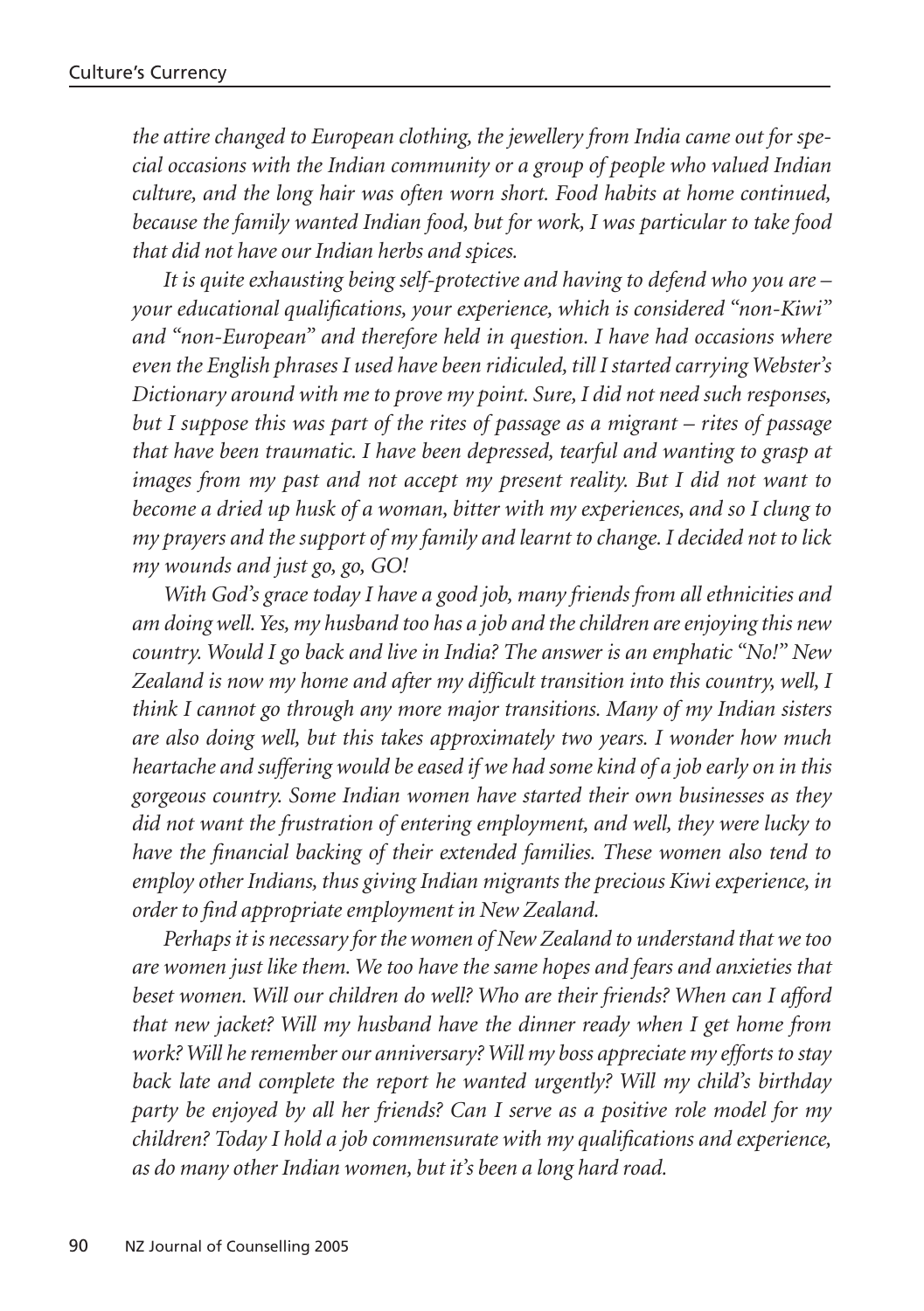*the attire changed to European clothing, the jewellery from India came out for special occasions with the Indian community or a group of people who valued Indian culture, and the long hair was often worn short. Food habits at home continued, because the family wanted Indian food, but for work, I was particular to take food that did not have our Indian herbs and spices.*

*It is quite exhausting being self-protective and having to defend who you are – your educational qualifications, your experience, which is considered "non-Kiwi" and "non-European" and therefore held in question. I have had occasions where even the English phrases I used have been ridiculed, till I started carrying Webster's Dictionary around with me to prove my point. Sure, I did not need such responses, but I suppose this was part of the rites of passage as a migrant – rites of passage that have been traumatic. I have been depressed, tearful and wanting to grasp at images from my past and not accept my present reality. But I did not want to become a dried up husk of a woman, bitter with my experiences, and so I clung to my prayers and the support of my family and learnt to change. I decided not to lick my wounds and just go, go, GO!*

*With God's grace today I have a good job, many friends from all ethnicities and am doing well. Yes, my husband too has a job and the children are enjoying this new country. Would I go back and live in India? The answer is an emphatic "No!" New Zealand is now my home and after my difficult transition into this country, well, I think I cannot go through any more major transitions. Many of my Indian sisters are also doing well, but this takes approximately two years. I wonder how much heartache and suffering would be eased if we had some kind of a job early on in this gorgeous country. Some Indian women have started their own businesses as they did not want the frustration of entering employment, and well, they were lucky to have the financial backing of their extended families. These women also tend to employ other Indians, thus giving Indian migrants the precious Kiwi experience, in order to find appropriate employment in New Zealand.*

*Perhaps it is necessary for the women of New Zealand to understand that we too are women just like them. We too have the same hopes and fears and anxieties that beset women. Will our children do well? Who are their friends? When can I afford that new jacket? Will my husband have the dinner ready when I get home from work? Will he remember our anniversary? Will my boss appreciate my efforts to stay back late and complete the report he wanted urgently? Will my child's birthday party be enjoyed by all her friends? Can I serve as a positive role model for my children? Today I hold a job commensurate with my qualifications and experience, as do many other Indian women, but it's been a long hard road.*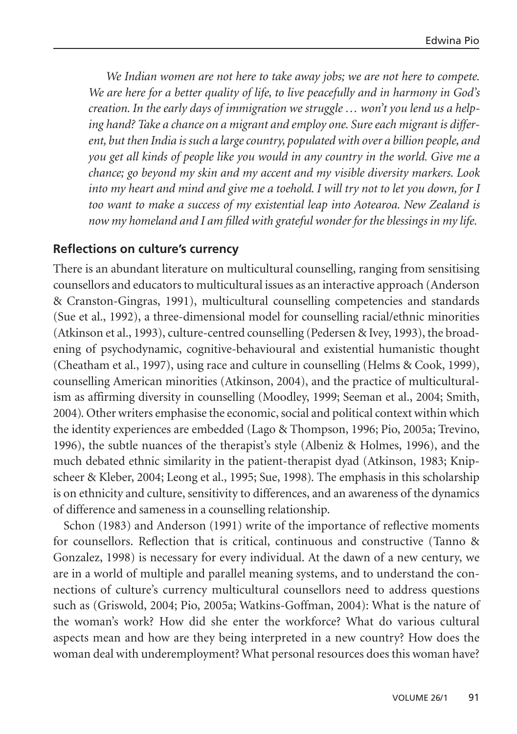*We Indian women are not here to take away jobs; we are not here to compete. We are here for a better quality of life, to live peacefully and in harmony in God's creation. In the early days of immigration we struggle … won't you lend us a helping hand? Take a chance on a migrant and employ one. Sure each migrant is different, but then India is such a large country, populated with over a billion people, and you get all kinds of people like you would in any country in the world. Give me a chance; go beyond my skin and my accent and my visible diversity markers. Look into my heart and mind and give me a toehold. I will try not to let you down, for I too want to make a success of my existential leap into Aotearoa. New Zealand is now my homeland and I am filled with grateful wonder for the blessings in my life.*

## Reflections on culture's currency

There is an abundant literature on multicultural counselling, ranging from sensitising counsellors and educators to multicultural issues as an interactive approach (Anderson & Cranston-Gingras, 1991), multicultural counselling competencies and standards (Sue et al., 1992), a three-dimensional model for counselling racial/ethnic minorities (Atkinson et al., 1993), culture-centred counselling (Pedersen & Ivey, 1993), the broadening of psychodynamic, cognitive-behavioural and existential humanistic thought (Cheatham et al., 1997), using race and culture in counselling (Helms & Cook, 1999), counselling American minorities (Atkinson, 2004), and the practice of multiculturalism as affirming diversity in counselling (Moodley, 1999; Seeman et al., 2004; Smith, 2004). Other writers emphasise the economic, social and political context within which the identity experiences are embedded (Lago & Thompson, 1996; Pio, 2005a; Trevino, 1996), the subtle nuances of the therapist's style (Albeniz & Holmes, 1996), and the much debated ethnic similarity in the patient-therapist dyad (Atkinson, 1983; Knipscheer & Kleber, 2004; Leong et al., 1995; Sue, 1998). The emphasis in this scholarship is on ethnicity and culture, sensitivity to differences, and an awareness of the dynamics of difference and sameness in a counselling relationship.

Schon (1983) and Anderson (1991) write of the importance of reflective moments for counsellors. Reflection that is critical, continuous and constructive (Tanno & Gonzalez, 1998) is necessary for every individual. At the dawn of a new century, we are in a world of multiple and parallel meaning systems, and to understand the connections of culture's currency multicultural counsellors need to address questions such as (Griswold, 2004; Pio, 2005a; Watkins-Goffman, 2004): What is the nature of the woman's work? How did she enter the workforce? What do various cultural aspects mean and how are they being interpreted in a new country? How does the woman deal with underemployment? What personal resources does this woman have?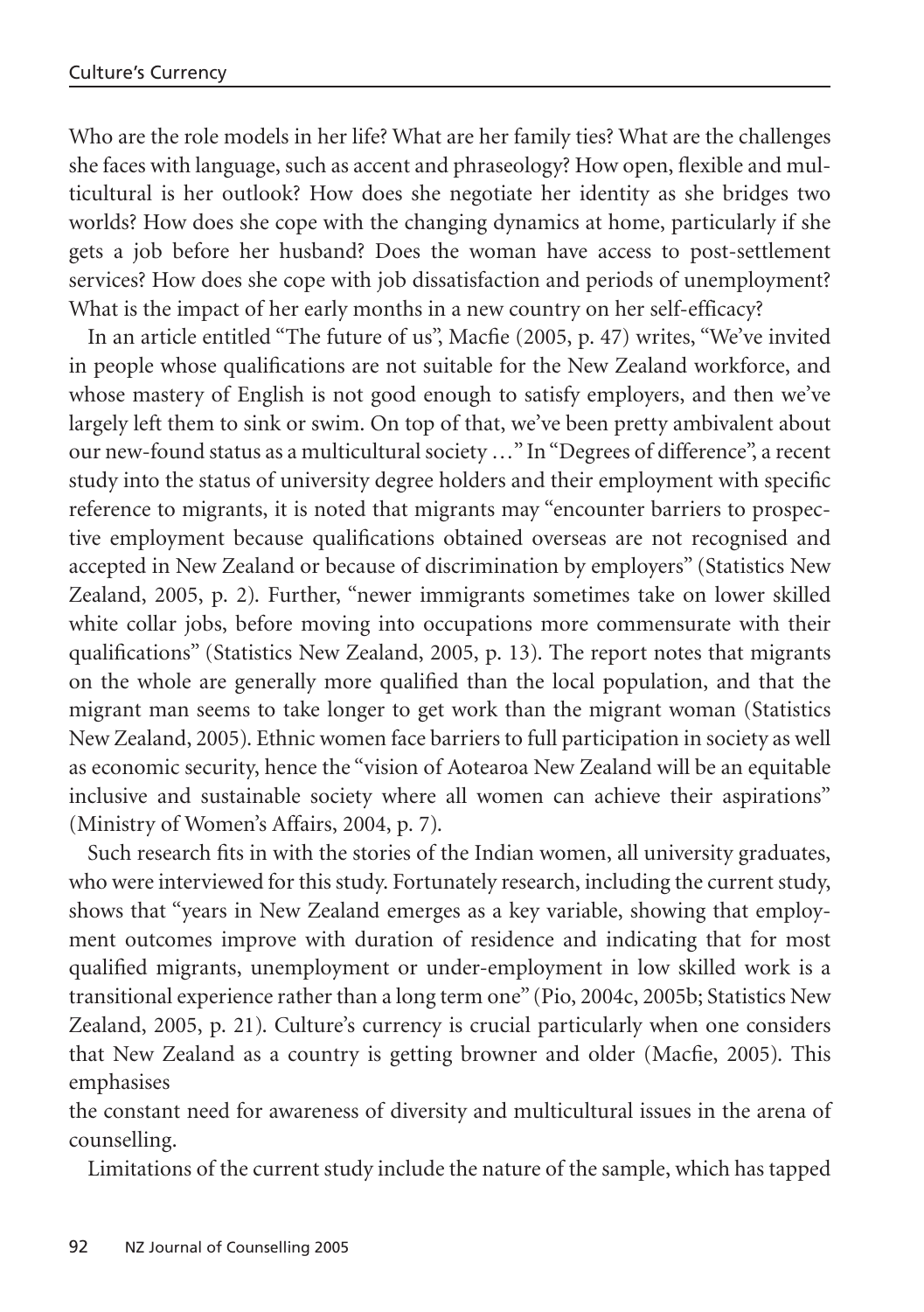Who are the role models in her life? What are her family ties? What are the challenges she faces with language, such as accent and phraseology? How open, flexible and multicultural is her outlook? How does she negotiate her identity as she bridges two worlds? How does she cope with the changing dynamics at home, particularly if she gets a job before her husband? Does the woman have access to post-settlement services? How does she cope with job dissatisfaction and periods of unemployment? What is the impact of her early months in a new country on her self-efficacy?

In an article entitled "The future of us", Macfie (2005, p. 47) writes, "We've invited in people whose qualifications are not suitable for the New Zealand workforce, and whose mastery of English is not good enough to satisfy employers, and then we've largely left them to sink or swim. On top of that, we've been pretty ambivalent about our new-found status as a multicultural society …" In "Degrees of difference", a recent study into the status of university degree holders and their employment with specific reference to migrants, it is noted that migrants may "encounter barriers to prospective employment because qualifications obtained overseas are not recognised and accepted in New Zealand or because of discrimination by employers" (Statistics New Zealand, 2005, p. 2). Further, "newer immigrants sometimes take on lower skilled white collar jobs, before moving into occupations more commensurate with their qualifications" (Statistics New Zealand, 2005, p. 13). The report notes that migrants on the whole are generally more qualified than the local population, and that the migrant man seems to take longer to get work than the migrant woman (Statistics New Zealand, 2005). Ethnic women face barriers to full participation in society as well as economic security, hence the "vision of Aotearoa New Zealand will be an equitable inclusive and sustainable society where all women can achieve their aspirations" (Ministry of Women's Affairs, 2004, p. 7).

Such research fits in with the stories of the Indian women, all university graduates, who were interviewed for this study. Fortunately research, including the current study, shows that "years in New Zealand emerges as a key variable, showing that employment outcomes improve with duration of residence and indicating that for most qualified migrants, unemployment or under-employment in low skilled work is a transitional experience rather than a long term one" (Pio, 2004c, 2005b; Statistics New Zealand, 2005, p. 21). Culture's currency is crucial particularly when one considers that New Zealand as a country is getting browner and older (Macfie, 2005). This emphasises the constant need for awareness of diversity and multicultural issues in the arena of counselling.

Limitations of the current study include the nature of the sample, which has tapped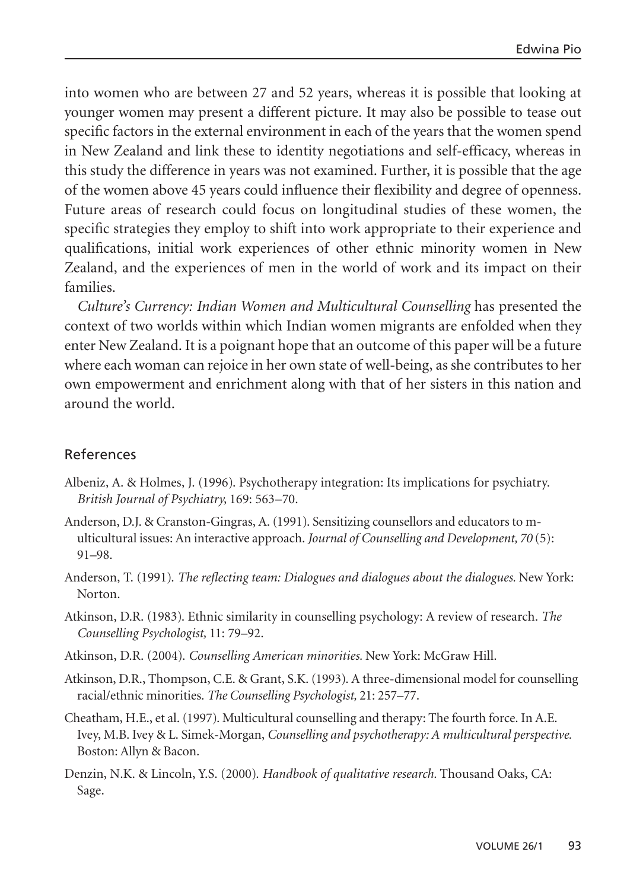into women who are between 27 and 52 years, whereas it is possible that looking at younger women may present a different picture. It may also be possible to tease out specific factors in the external environment in each of the years that the women spend in New Zealand and link these to identity negotiations and self-efficacy, whereas in this study the difference in years was not examined. Further, it is possible that the age of the women above 45 years could influence their flexibility and degree of openness. Future areas of research could focus on longitudinal studies of these women, the specific strategies they employ to shift into work appropriate to their experience and qualifications, initial work experiences of other ethnic minority women in New Zealand, and the experiences of men in the world of work and its impact on their families.

*Culture's Currency: Indian Women and Multicultural Counselling* has presented the context of two worlds within which Indian women migrants are enfolded when they enter New Zealand. It is a poignant hope that an outcome of this paper will be a future where each woman can rejoice in her own state of well-being, as she contributes to her own empowerment and enrichment along with that of her sisters in this nation and around the world.

## References

Albeniz, A. & Holmes, J. (1996). Psychotherapy integration: Its implications for psychiatry. *British Journal of Psychiatry,* 169: 563–70.

Anderson, D.J. & Cranston-Gingras, A. (1991). Sensitizing counsellors and educators to m-ulticultural issues: An interactive approach. *Journal of Counselling and Development, 70* (5): 91–98.

Anderson, T. (1991). *The reflecting team: Dialogues and dialogues about the dialogues.* New York: Norton.

Atkinson, D.R. (1983). Ethnic similarity in counselling psychology: A review of research. *The Counselling Psychologist,* 11: 79–92.

Atkinson, D.R. (2004). *Counselling American minorities.* New York: McGraw Hill.

Atkinson, D.R., Thompson, C.E. & Grant, S.K. (1993). A three-dimensional model for counselling racial/ethnic minorities. *The Counselling Psychologist,* 21: 257–77.

Cheatham, H.E., et al. (1997). Multicultural counselling and therapy: The fourth force. In A.E. Ivey, M.B. Ivey & L. Simek-Morgan, *Counselling and psychotherapy: A multicultural perspective.* Boston: Allyn & Bacon.

Denzin, N.K. & Lincoln, Y.S. (2000). *Handbook of qualitative research.* Thousand Oaks, CA: Sage.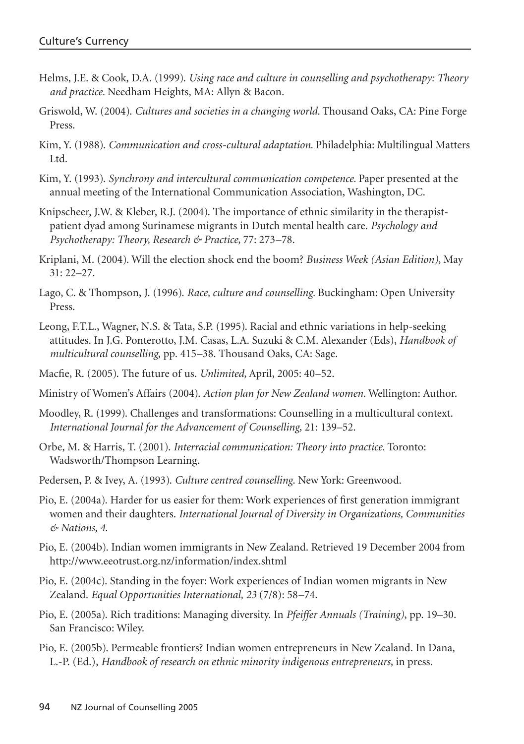Helms, J.E. & Cook, D.A. (1999). *Using race and culture in counselling and psychotherapy: Theory and practice.* Needham Heights, MA: Allyn & Bacon.

Griswold, W. (2004). *Cultures and societies in a changing world.* Thousand Oaks, CA: Pine Forge Press.

Kim, Y. (1988). *Communication and cross-cultural adaptation.* Philadelphia: Multilingual Matters Ltd.

Kim, Y. (1993). *Synchrony and intercultural communication competence.* Paper presented at the annual meeting of the International Communication Association, Washington, DC.

Knipscheer, J.W. & Kleber, R.J. (2004). The importance of ethnic similarity in the therapist-patient dyad among Surinamese migrants in Dutch mental health care. *Psychology and Psychotherapy: Theory, Research & Practice,* 77: 273–78.

Kriplani, M. (2004). Will the election shock end the boom? *Business Week (Asian Edition),* May 31: 22–27.

Lago, C. & Thompson, J. (1996). *Race, culture and counselling.* Buckingham: Open University Press.

Leong, F.T.L., Wagner, N.S. & Tata, S.P. (1995). Racial and ethnic variations in help-seeking attitudes. In J.G. Ponterotto, J.M. Casas, L.A. Suzuki & C.M. Alexander (Eds), *Handbook of multicultural counselling,* pp. 415–38. Thousand Oaks, CA: Sage.

Macfie, R. (2005). The future of us. *Unlimited,* April, 2005: 40–52.

Ministry of Women's Affairs (2004). *Action plan for New Zealand women.* Wellington: Author.

Moodley, R. (1999). Challenges and transformations: Counselling in a multicultural context. *International Journal for the Advancement of Counselling,* 21: 139–52.

Orbe, M. & Harris, T. (2001). *Interracial communication: Theory into practice.* Toronto: Wadsworth/Thompson Learning.

Pedersen, P. & Ivey, A. (1993). *Culture centred counselling.* New York: Greenwood.

Pio, E. (2004a). Harder for us easier for them: Work experiences of first generation immigrant women and their daughters. *International Journal of Diversity in Organizations, Communities & Nations, 4.*

Pio, E. (2004b). Indian women immigrants in New Zealand. Retrieved 19 December 2004 from http://www.eeotrust.org.nz/information/index.shtml

Pio, E. (2004c). Standing in the foyer: Work experiences of Indian women migrants in New Zealand. *Equal Opportunities International, 23* (7/8): 58–74.

Pio, E. (2005a). Rich traditions: Managing diversity. In *Pfeiffer Annuals (Training)*, pp. 19–30. San Francisco: Wiley.

Pio, E. (2005b). Permeable frontiers? Indian women entrepreneurs in New Zealand. In Dana, L.-P. (Ed.), *Handbook of research on ethnic minority indigenous entrepreneurs*, in press.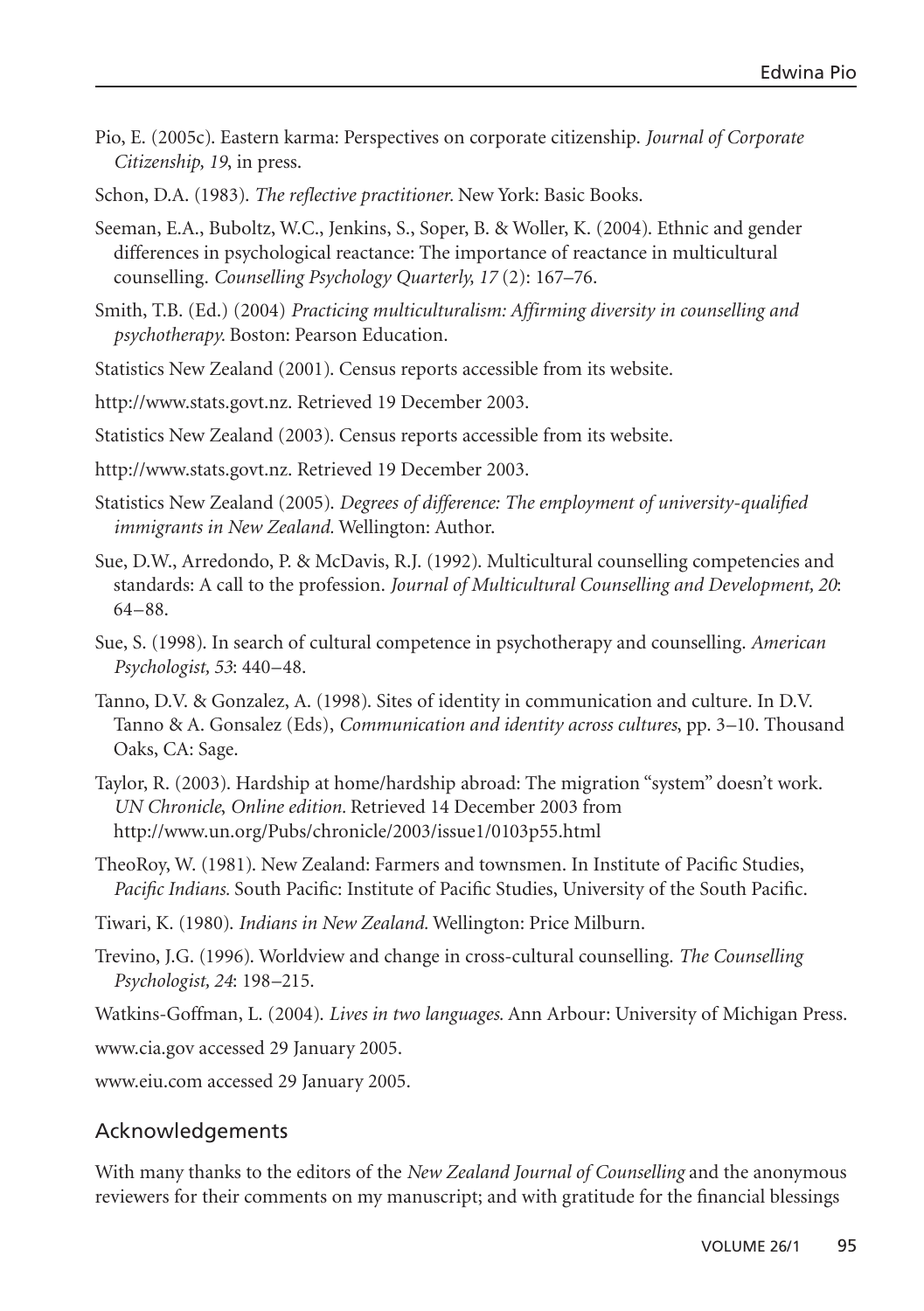Pio, E. (2005c). Eastern karma: Perspectives on corporate citizenship. *Journal of Corporate Citizenship, 19*, in press.

Schon, D.A. (1983). *The reflective practitioner*. New York: Basic Books.

Seeman, E.A., Buboltz, W.C., Jenkins, S., Soper, B. & Woller, K. (2004). Ethnic and gender differences in psychological reactance: The importance of reactance in multicultural counselling. *Counselling Psychology Quarterly, 17* (2): 167–76.

Smith, T.B. (Ed.) (2004) *Practicing multiculturalism: Affirming diversity in counselling and psychotherapy.* Boston: Pearson Education.

Statistics New Zealand (2001). Census reports accessible from its website.

http://www.stats.govt.nz. Retrieved 19 December 2003.

Statistics New Zealand (2003). Census reports accessible from its website.

http://www.stats.govt.nz. Retrieved 19 December 2003.

Statistics New Zealand (2005). *Degrees of difference: The employment of university-qualified immigrants in New Zealand.* Wellington: Author.

Sue, D.W., Arredondo, P. & McDavis, R.J. (1992). Multicultural counselling competencies and standards: A call to the profession. *Journal of Multicultural Counselling and Development, 20*: 64–88.

Sue, S. (1998). In search of cultural competence in psychotherapy and counselling. *American Psychologist, 53*: 440–48.

Tanno, D.V. & Gonzalez, A. (1998). Sites of identity in communication and culture. In D.V. Tanno & A. Gonsalez (Eds), *Communication and identity across cultures*, pp. 3–10. Thousand Oaks, CA: Sage.

Taylor, R. (2003). Hardship at home/hardship abroad: The migration "system" doesn't work. *UN Chronicle*, *Online edition.* Retrieved 14 December 2003 from http://www.un.org/Pubs/chronicle/2003/issue1/0103p55.html

TheoRoy, W. (1981). New Zealand: Farmers and townsmen. In Institute of Pacific Studies, *Pacific Indians.* South Pacific: Institute of Pacific Studies, University of the South Pacific.

Tiwari, K. (1980). *Indians in New Zealand.* Wellington: Price Milburn.

Trevino, J.G. (1996). Worldview and change in cross-cultural counselling. *The Counselling Psychologist, 24*: 198–215.

Watkins-Goffman, L. (2004). *Lives in two languages.* Ann Arbour: University of Michigan Press.

www.cia.gov accessed 29 January 2005.

www.eiu.com accessed 29 January 2005.

## Acknowledgements

With many thanks to the editors of the *New Zealand Journal of Counselling* and the anonymous reviewers for their comments on my manuscript; and with gratitude for the financial blessings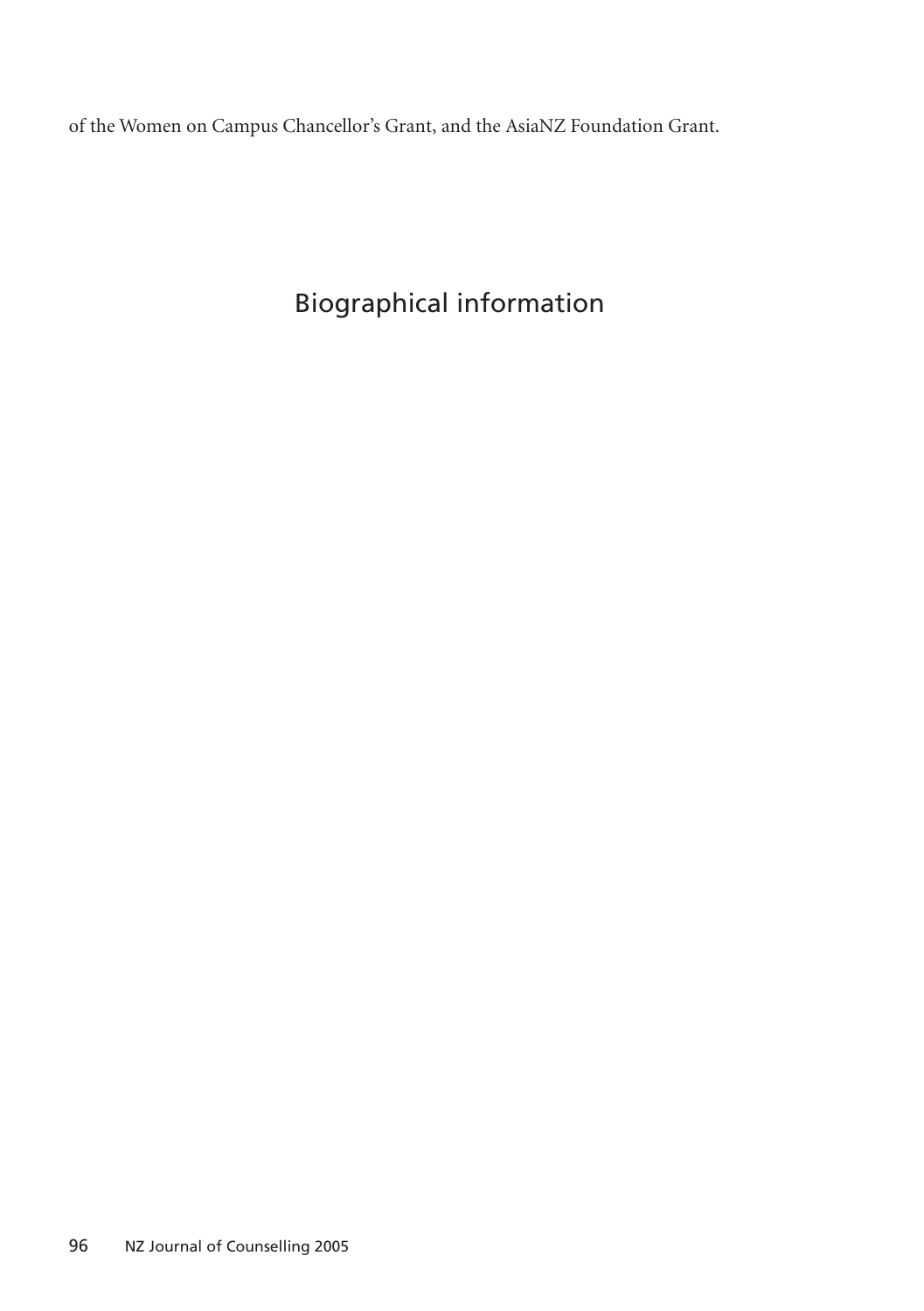of the Women on Campus Chancellor's Grant, and the AsiaNZ Foundation Grant.

## Biographical information